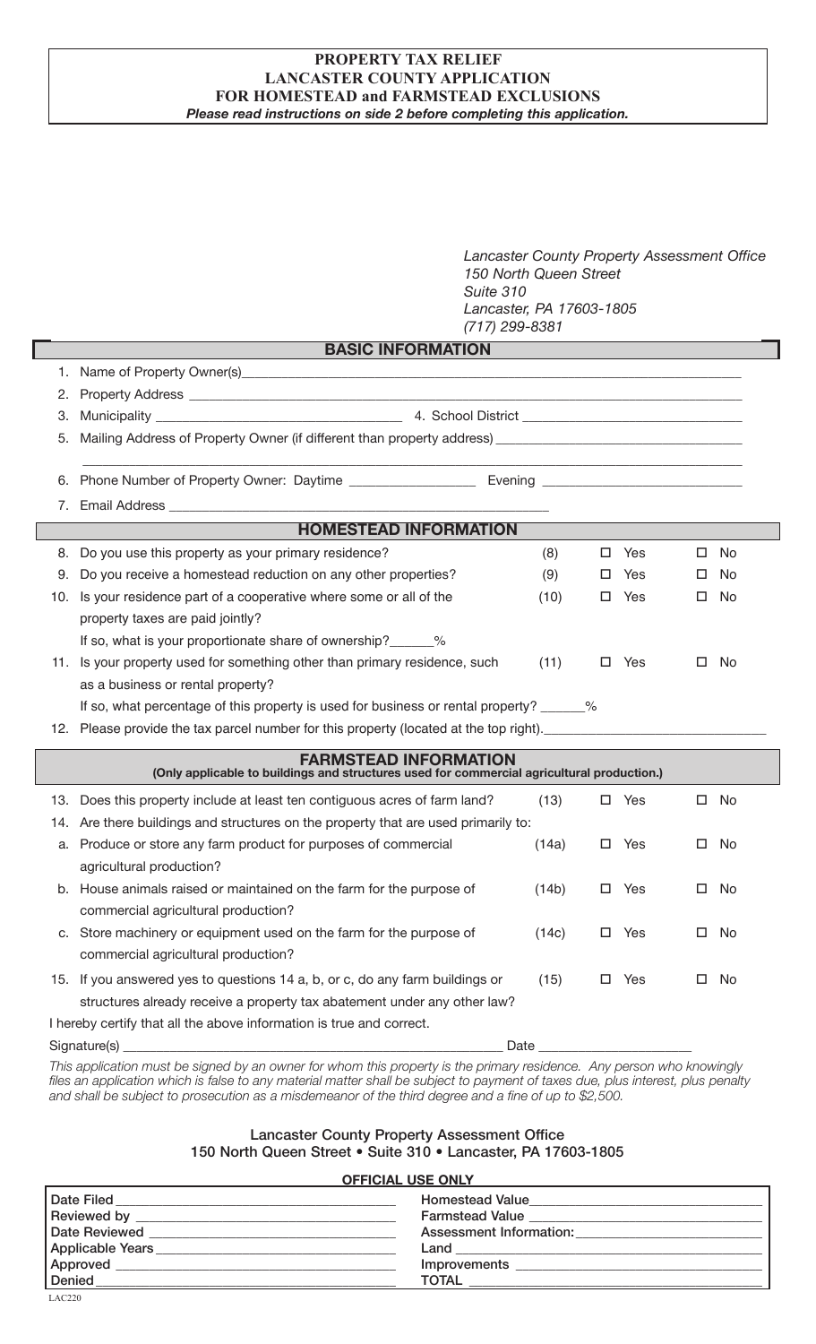# PROPERTY TAX RELIEF
# LANCASTER COUNTY APPLICATION
# FOR HOMESTEAD and FARMSTEAD EXCLUSIONS

***Please read instructions on side 2 before completing this application.***

*Lancaster County Property Assessment Office*
*150 North Queen Street*
*Suite 310*
*Lancaster, PA 17603-1805*
*(717) 299-8381*

## BASIC INFORMATION

1. Name of Property Owner(s)______________________________
2. Property Address ______________________________
3. Municipality ______________________ 4. School District ______________________
5. Mailing Address of Property Owner (if different than property address) ______________________________
6. Phone Number of Property Owner: Daytime ______________ Evening ______________
7. Email Address ______________________________

## HOMESTEAD INFORMATION

| | Question | | | |
|---|---|---|---|---|
| 8. | Do you use this property as your primary residence? | (8) | ☐ Yes | ☐ No |
| 9. | Do you receive a homestead reduction on any other properties? | (9) | ☐ Yes | ☐ No |
| 10. | Is your residence part of a cooperative where some or all of the property taxes are paid jointly? If so, what is your proportionate share of ownership?______% | (10) | ☐ Yes | ☐ No |
| 11. | Is your property used for something other than primary residence, such as a business or rental property? If so, what percentage of this property is used for business or rental property? ______% | (11) | ☐ Yes | ☐ No |

12. Please provide the tax parcel number for this property (located at the top right).______________________________

## FARMSTEAD INFORMATION
**(Only applicable to buildings and structures used for commercial agricultural production.)**

| | Question | | | |
|---|---|---|---|---|
| 13. | Does this property include at least ten contiguous acres of farm land? | (13) | ☐ Yes | ☐ No |
| 14. | Are there buildings and structures on the property that are used primarily to: | | | |
| a. | Produce or store any farm product for purposes of commercial agricultural production? | (14a) | ☐ Yes | ☐ No |
| b. | House animals raised or maintained on the farm for the purpose of commercial agricultural production? | (14b) | ☐ Yes | ☐ No |
| c. | Store machinery or equipment used on the farm for the purpose of commercial agricultural production? | (14c) | ☐ Yes | ☐ No |
| 15. | If you answered yes to questions 14 a, b, or c, do any farm buildings or structures already receive a property tax abatement under any other law? | (15) | ☐ Yes | ☐ No |

I hereby certify that all the above information is true and correct.

Signature(s) ______________________________ Date ______________

*This application must be signed by an owner for whom this property is the primary residence. Any person who knowingly files an application which is false to any material matter shall be subject to payment of taxes due, plus interest, plus penalty and shall be subject to prosecution as a misdemeanor of the third degree and a fine of up to $2,500.*

**Lancaster County Property Assessment Office**
**150 North Queen Street • Suite 310 • Lancaster, PA 17603-1805**

**OFFICIAL USE ONLY**

| | |
|---|---|
| Date Filed ______________ | Homestead Value______________ |
| Reviewed by ______________ | Farmstead Value ______________ |
| Date Reviewed ______________ | Assessment Information:______________ |
| Applicable Years ______________ | Land ______________ |
| Approved ______________ | Improvements ______________ |
| Denied ______________ | TOTAL ______________ |

LAC220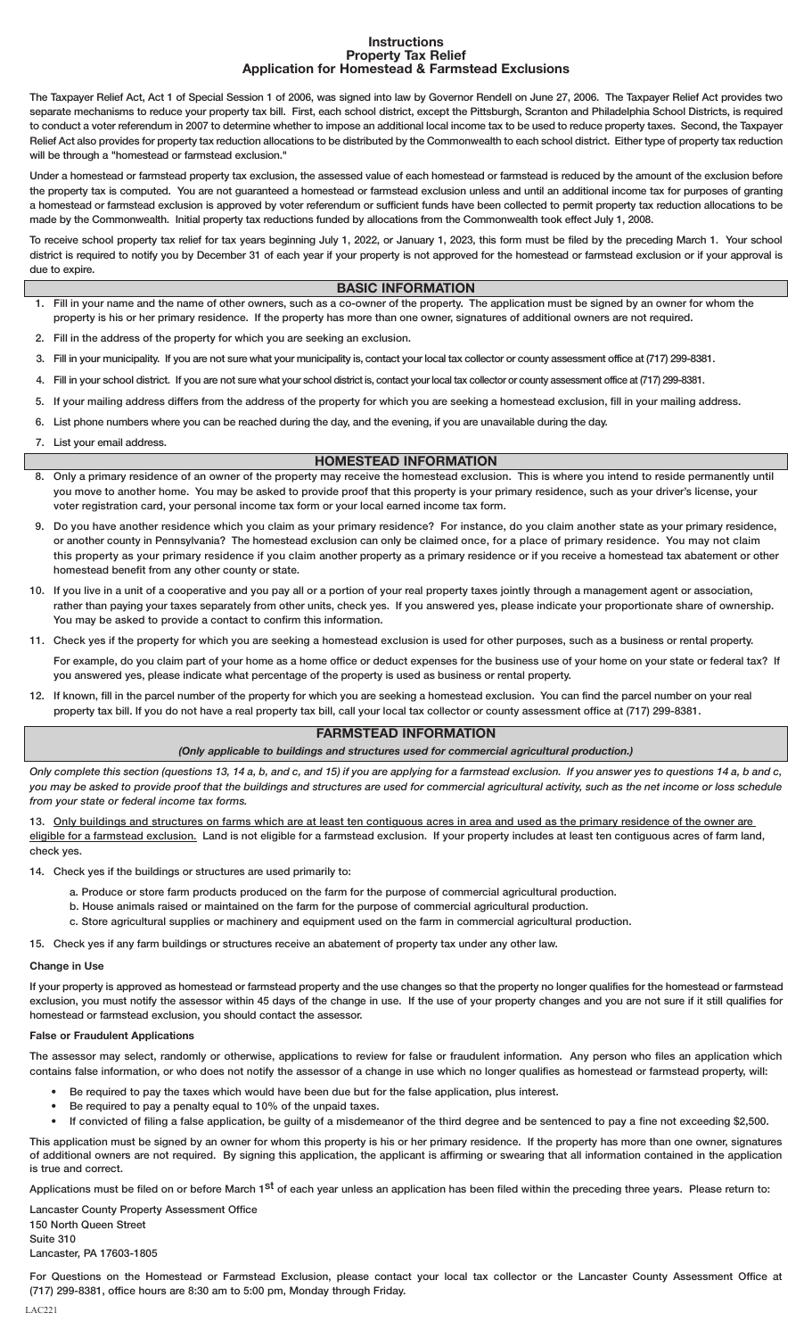# Instructions
## Property Tax Relief
## Application for Homestead & Farmstead Exclusions

The Taxpayer Relief Act, Act 1 of Special Session 1 of 2006, was signed into law by Governor Rendell on June 27, 2006. The Taxpayer Relief Act provides two separate mechanisms to reduce your property tax bill. First, each school district, except the Pittsburgh, Scranton and Philadelphia School Districts, is required to conduct a voter referendum in 2007 to determine whether to impose an additional local income tax to be used to reduce property taxes. Second, the Taxpayer Relief Act also provides for property tax reduction allocations to be distributed by the Commonwealth to each school district. Either type of property tax reduction will be through a "homestead or farmstead exclusion."

Under a homestead or farmstead property tax exclusion, the assessed value of each homestead or farmstead is reduced by the amount of the exclusion before the property tax is computed. You are not guaranteed a homestead or farmstead exclusion unless and until an additional income tax for purposes of granting a homestead or farmstead exclusion is approved by voter referendum or sufficient funds have been collected to permit property tax reduction allocations to be made by the Commonwealth. Initial property tax reductions funded by allocations from the Commonwealth took effect July 1, 2008.

To receive school property tax relief for tax years beginning July 1, 2022, or January 1, 2023, this form must be filed by the preceding March 1. Your school district is required to notify you by December 31 of each year if your property is not approved for the homestead or farmstead exclusion or if your approval is due to expire.

## BASIC INFORMATION

1. Fill in your name and the name of other owners, such as a co-owner of the property. The application must be signed by an owner for whom the property is his or her primary residence. If the property has more than one owner, signatures of additional owners are not required.
2. Fill in the address of the property for which you are seeking an exclusion.
3. Fill in your municipality. If you are not sure what your municipality is, contact your local tax collector or county assessment office at (717) 299-8381.
4. Fill in your school district. If you are not sure what your school district is, contact your local tax collector or county assessment office at (717) 299-8381.
5. If your mailing address differs from the address of the property for which you are seeking a homestead exclusion, fill in your mailing address.
6. List phone numbers where you can be reached during the day, and the evening, if you are unavailable during the day.
7. List your email address.

## HOMESTEAD INFORMATION

8. Only a primary residence of an owner of the property may receive the homestead exclusion. This is where you intend to reside permanently until you move to another home. You may be asked to provide proof that this property is your primary residence, such as your driver's license, your voter registration card, your personal income tax form or your local earned income tax form.
9. Do you have another residence which you claim as your primary residence? For instance, do you claim another state as your primary residence, or another county in Pennsylvania? The homestead exclusion can only be claimed once, for a place of primary residence. You may not claim this property as your primary residence if you claim another property as a primary residence or if you receive a homestead tax abatement or other homestead benefit from any other county or state.
10. If you live in a unit of a cooperative and you pay all or a portion of your real property taxes jointly through a management agent or association, rather than paying your taxes separately from other units, check yes. If you answered yes, please indicate your proportionate share of ownership. You may be asked to provide a contact to confirm this information.
11. Check yes if the property for which you are seeking a homestead exclusion is used for other purposes, such as a business or rental property.

    For example, do you claim part of your home as a home office or deduct expenses for the business use of your home on your state or federal tax? If you answered yes, please indicate what percentage of the property is used as business or rental property.
12. If known, fill in the parcel number of the property for which you are seeking a homestead exclusion. You can find the parcel number on your real property tax bill. If you do not have a real property tax bill, call your local tax collector or county assessment office at (717) 299-8381.

## FARMSTEAD INFORMATION

*(Only applicable to buildings and structures used for commercial agricultural production.)*

*Only complete this section (questions 13, 14 a, b, and c, and 15) if you are applying for a farmstead exclusion. If you answer yes to questions 14 a, b and c, you may be asked to provide proof that the buildings and structures are used for commercial agricultural activity, such as the net income or loss schedule from your state or federal income tax forms.*

13. Only buildings and structures on farms which are at least ten contiguous acres in area and used as the primary residence of the owner are eligible for a farmstead exclusion. Land is not eligible for a farmstead exclusion. If your property includes at least ten contiguous acres of farm land, check yes.
14. Check yes if the buildings or structures are used primarily to:
    a. Produce or store farm products produced on the farm for the purpose of commercial agricultural production.
    b. House animals raised or maintained on the farm for the purpose of commercial agricultural production.
    c. Store agricultural supplies or machinery and equipment used on the farm in commercial agricultural production.
15. Check yes if any farm buildings or structures receive an abatement of property tax under any other law.

**Change in Use**

If your property is approved as homestead or farmstead property and the use changes so that the property no longer qualifies for the homestead or farmstead exclusion, you must notify the assessor within 45 days of the change in use. If the use of your property changes and you are not sure if it still qualifies for homestead or farmstead exclusion, you should contact the assessor.

**False or Fraudulent Applications**

The assessor may select, randomly or otherwise, applications to review for false or fraudulent information. Any person who files an application which contains false information, or who does not notify the assessor of a change in use which no longer qualifies as homestead or farmstead property, will:

- Be required to pay the taxes which would have been due but for the false application, plus interest.
- Be required to pay a penalty equal to 10% of the unpaid taxes.
- If convicted of filing a false application, be guilty of a misdemeanor of the third degree and be sentenced to pay a fine not exceeding $2,500.

This application must be signed by an owner for whom this property is his or her primary residence. If the property has more than one owner, signatures of additional owners are not required. By signing this application, the applicant is affirming or swearing that all information contained in the application is true and correct.

Applications must be filed on or before March 1st of each year unless an application has been filed within the preceding three years. Please return to:

Lancaster County Property Assessment Office
150 North Queen Street
Suite 310
Lancaster, PA 17603-1805

For Questions on the Homestead or Farmstead Exclusion, please contact your local tax collector or the Lancaster County Assessment Office at (717) 299-8381, office hours are 8:30 am to 5:00 pm, Monday through Friday.

LAC221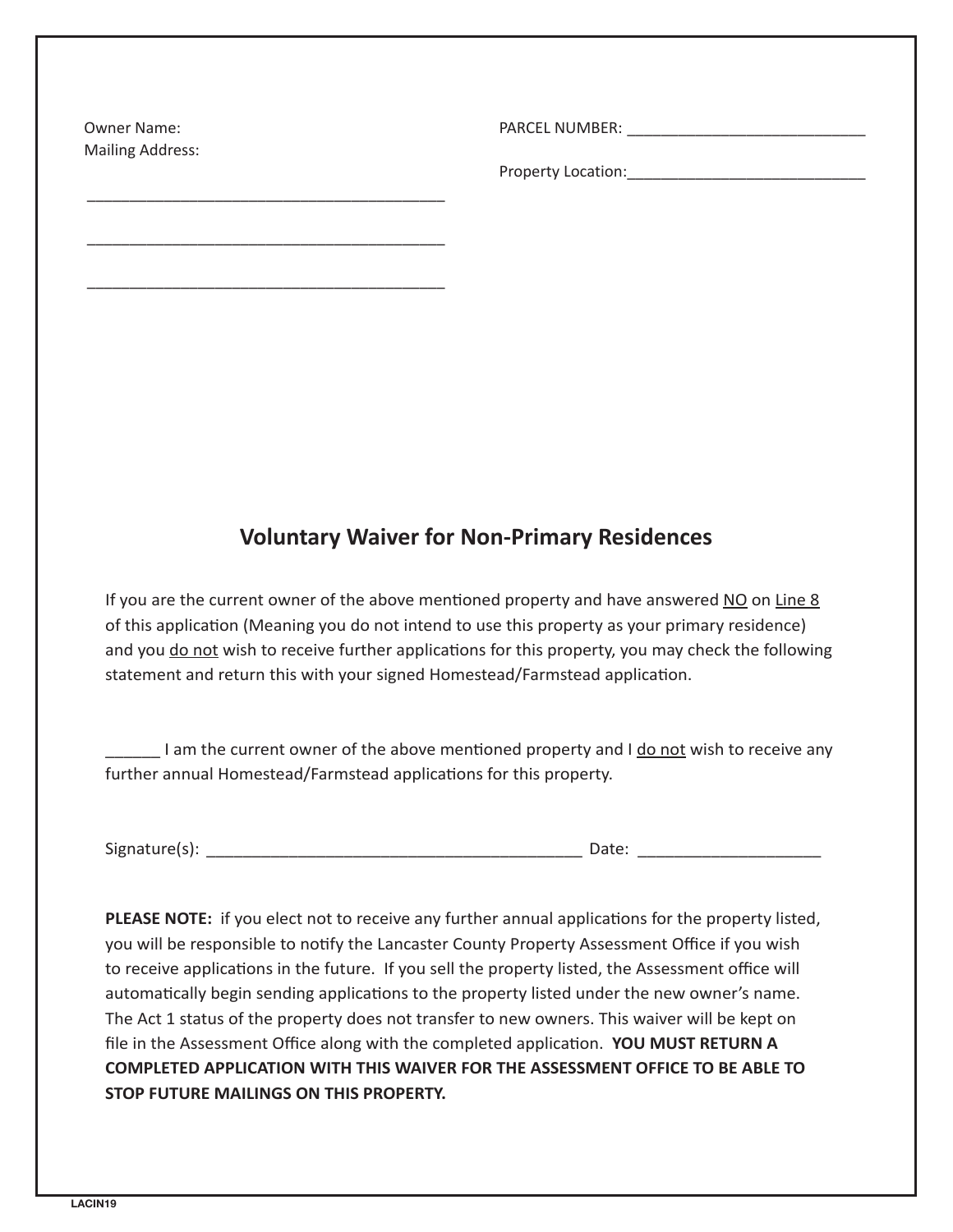Owner Name:
Mailing Address:

\_\_\_\_\_\_\_\_\_\_\_\_\_\_\_\_\_\_\_\_\_\_\_\_\_\_\_\_\_\_\_\_\_\_\_\_\_\_\_\_\_\_

\_\_\_\_\_\_\_\_\_\_\_\_\_\_\_\_\_\_\_\_\_\_\_\_\_\_\_\_\_\_\_\_\_\_\_\_\_\_\_\_\_\_

\_\_\_\_\_\_\_\_\_\_\_\_\_\_\_\_\_\_\_\_\_\_\_\_\_\_\_\_\_\_\_\_\_\_\_\_\_\_\_\_\_\_

PARCEL NUMBER: \_\_\_\_\_\_\_\_\_\_\_\_\_\_\_\_\_\_\_\_\_\_\_\_\_\_\_\_

Property Location:\_\_\_\_\_\_\_\_\_\_\_\_\_\_\_\_\_\_\_\_\_\_\_\_\_\_\_\_

## Voluntary Waiver for Non-Primary Residences

If you are the current owner of the above mentioned property and have answered <u>NO</u> on <u>Line 8</u> of this application (Meaning you do not intend to use this property as your primary residence) and you <u>do not</u> wish to receive further applications for this property, you may check the following statement and return this with your signed Homestead/Farmstead application.

\_\_\_\_\_\_ I am the current owner of the above mentioned property and I <u>do not</u> wish to receive any further annual Homestead/Farmstead applications for this property.

Signature(s): \_\_\_\_\_\_\_\_\_\_\_\_\_\_\_\_\_\_\_\_\_\_\_\_\_\_\_\_\_\_\_\_\_\_\_\_\_\_\_\_\_\_ Date: \_\_\_\_\_\_\_\_\_\_\_\_\_\_\_\_\_\_\_\_

**PLEASE NOTE:** if you elect not to receive any further annual applications for the property listed, you will be responsible to notify the Lancaster County Property Assessment Office if you wish to receive applications in the future. If you sell the property listed, the Assessment office will automatically begin sending applications to the property listed under the new owner's name. The Act 1 status of the property does not transfer to new owners. This waiver will be kept on file in the Assessment Office along with the completed application. **YOU MUST RETURN A COMPLETED APPLICATION WITH THIS WAIVER FOR THE ASSESSMENT OFFICE TO BE ABLE TO STOP FUTURE MAILINGS ON THIS PROPERTY.**

LACIN19